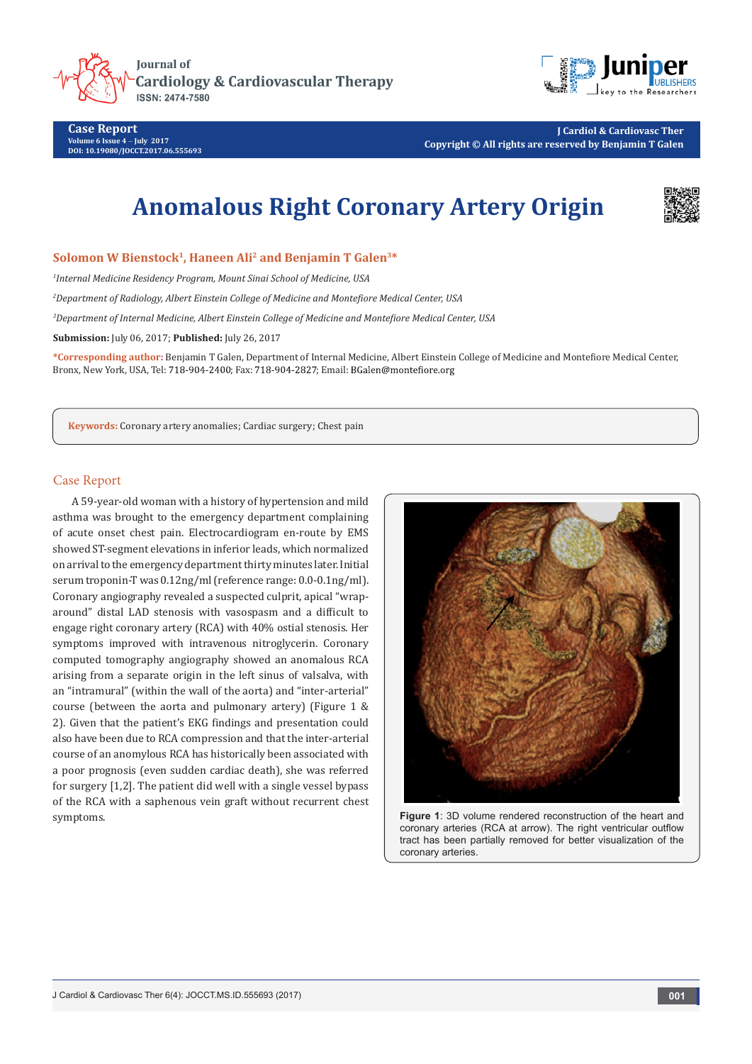# Anomalous Right Coronary Artery Origin

**Solomon W Bienstock[1], Haneen Ali[2] and Benjamin T Galen[3]***

[1]*Internal Medicine Residency Program, Mount Sinai School of Medicine, USA*

[2]*Department of Radiology, Albert Einstein College of Medicine and Montefiore Medical Center, USA*

[3]*Department of Internal Medicine, Albert Einstein College of Medicine and Montefiore Medical Center, USA*

**Submission:** July 06, 2017; **Published:** July 26, 2017

***Corresponding author:** Benjamin T Galen, Department of Internal Medicine, Albert Einstein College of Medicine and Montefiore Medical Center, Bronx, New York, USA, Tel: 718-904-2400; Fax: 718-904-2827; Email: BGalen@montefiore.org

**Keywords:** Coronary artery anomalies; Cardiac surgery; Chest pain

## Case Report

A 59-year-old woman with a history of hypertension and mild asthma was brought to the emergency department complaining of acute onset chest pain. Electrocardiogram en-route by EMS showed ST-segment elevations in inferior leads, which normalized on arrival to the emergency department thirty minutes later. Initial serum troponin-T was 0.12ng/ml (reference range: 0.0-0.1ng/ml). Coronary angiography revealed a suspected culprit, apical "wrap-around" distal LAD stenosis with vasospasm and a difficult to engage right coronary artery (RCA) with 40% ostial stenosis. Her symptoms improved with intravenous nitroglycerin. Coronary computed tomography angiography showed an anomalous RCA arising from a separate origin in the left sinus of valsalva, with an "intramural" (within the wall of the aorta) and "inter-arterial" course (between the aorta and pulmonary artery) (Figure 1 & 2). Given that the patient's EKG findings and presentation could also have been due to RCA compression and that the inter-arterial course of an anomylous RCA has historically been associated with a poor prognosis (even sudden cardiac death), she was referred for surgery [1,2]. The patient did well with a single vessel bypass of the RCA with a saphenous vein graft without recurrent chest symptoms.

**Figure 1**: 3D volume rendered reconstruction of the heart and coronary arteries (RCA at arrow). The right ventricular outflow tract has been partially removed for better visualization of the coronary arteries.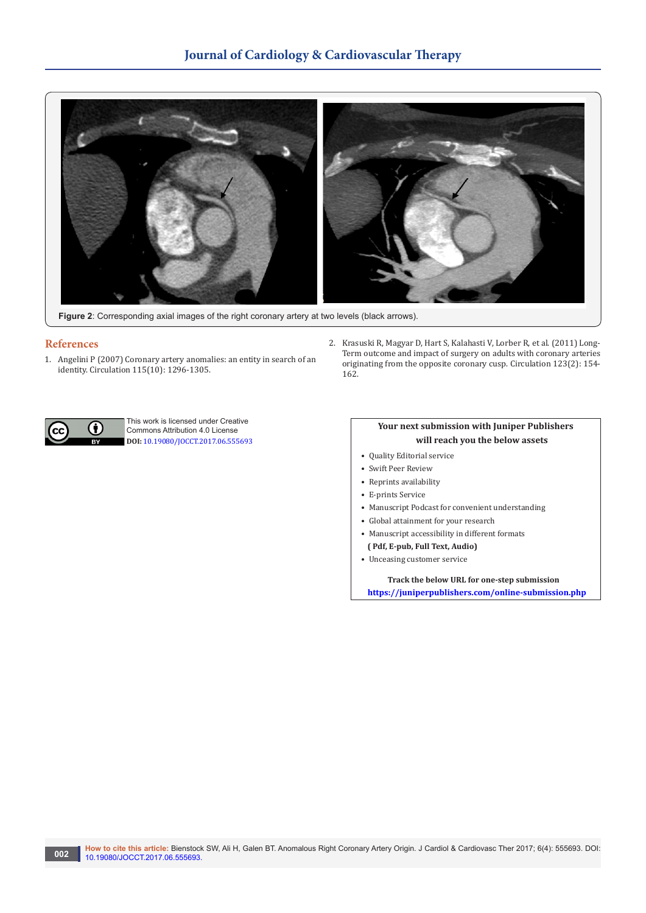**Figure 2**: Corresponding axial images of the right coronary artery at two levels (black arrows).

## References

1. Angelini P (2007) Coronary artery anomalies: an entity in search of an identity. Circulation 115(10): 1296-1305.
2. Krasuski R, Magyar D, Hart S, Kalahasti V, Lorber R, et al. (2011) Long-Term outcome and impact of surgery on adults with coronary arteries originating from the opposite coronary cusp. Circulation 123(2): 154-162.

This work is licensed under Creative Commons Attribution 4.0 License
**DOI:** 10.19080/JOCCT.2017.06.555693

**Your next submission with Juniper Publishers will reach you the below assets**

- Quality Editorial service
- Swift Peer Review
- Reprints availability
- E-prints Service
- Manuscript Podcast for convenient understanding
- Global attainment for your research
- Manuscript accessibility in different formats **( Pdf, E-pub, Full Text, Audio)**
- Unceasing customer service

**Track the below URL for one-step submission**
**https://juniperpublishers.com/online-submission.php**

**How to cite this article:** Bienstock SW, Ali H, Galen BT. Anomalous Right Coronary Artery Origin. J Cardiol & Cardiovasc Ther 2017; 6(4): 555693. DOI: 10.19080/JOCCT.2017.06.555693.